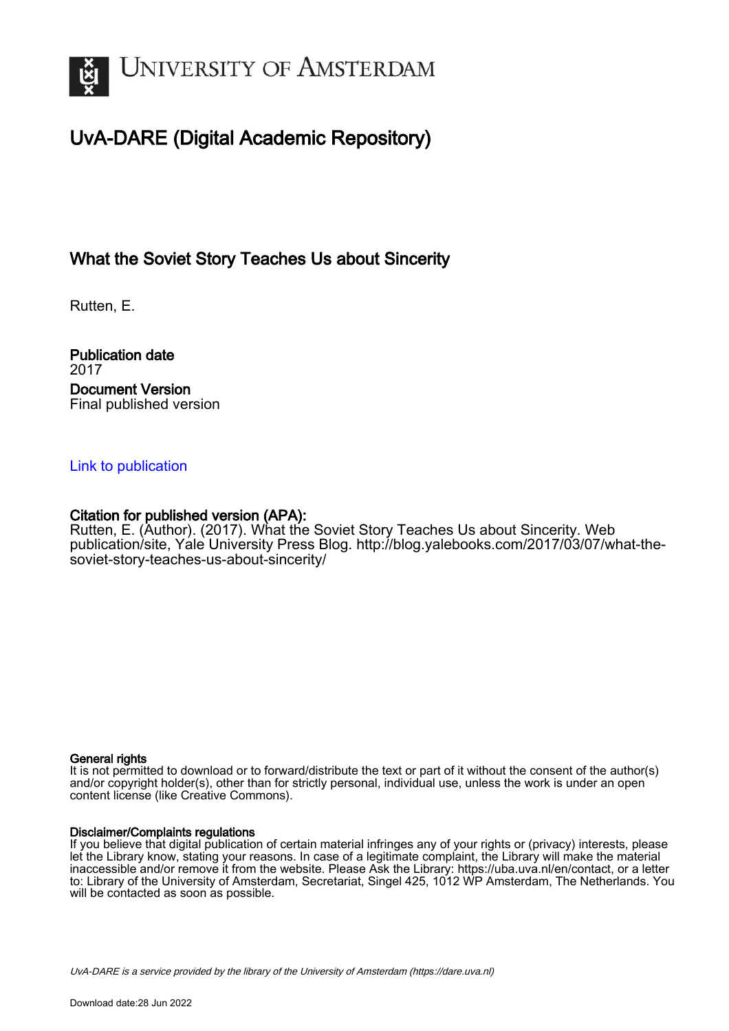UNIVERSITY OF AMSTERDAM

# UvA-DARE (Digital Academic Repository)

## What the Soviet Story Teaches Us about Sincerity

Rutten, E.

**Publication date**
2017

**Document Version**
Final published version

Link to publication

**Citation for published version (APA):**
Rutten, E. (Author). (2017). What the Soviet Story Teaches Us about Sincerity. Web publication/site, Yale University Press Blog. http://blog.yalebooks.com/2017/03/07/what-the-soviet-story-teaches-us-about-sincerity/

**General rights**
It is not permitted to download or to forward/distribute the text or part of it without the consent of the author(s) and/or copyright holder(s), other than for strictly personal, individual use, unless the work is under an open content license (like Creative Commons).

**Disclaimer/Complaints regulations**
If you believe that digital publication of certain material infringes any of your rights or (privacy) interests, please let the Library know, stating your reasons. In case of a legitimate complaint, the Library will make the material inaccessible and/or remove it from the website. Please Ask the Library: https://uba.uva.nl/en/contact, or a letter to: Library of the University of Amsterdam, Secretariat, Singel 425, 1012 WP Amsterdam, The Netherlands. You will be contacted as soon as possible.

*UvA-DARE is a service provided by the library of the University of Amsterdam (https://dare.uva.nl)*

Download date:28 Jun 2022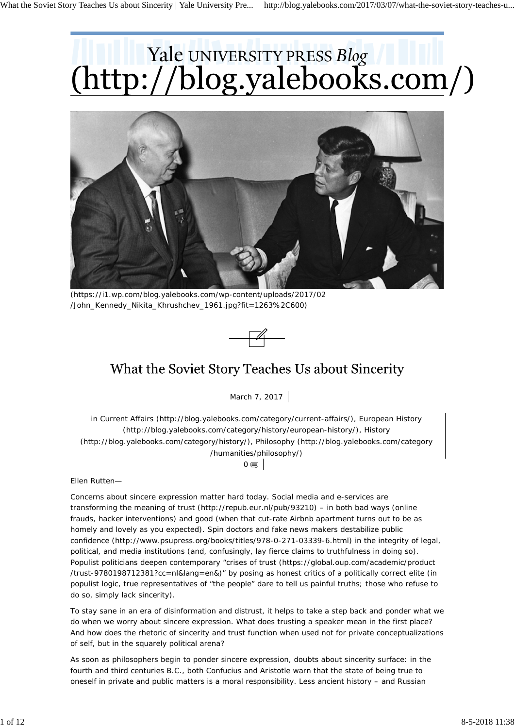Yale UNIVERSITY PRESS *Blog* (http://blog.yalebooks.com/)

(https://i1.wp.com/blog.yalebooks.com/wp-content/uploads/2017/02/John_Kennedy_Nikita_Khrushchev_1961.jpg?fit=1263%2C600)

# What the Soviet Story Teaches Us about Sincerity

March 7, 2017

in Current Affairs (http://blog.yalebooks.com/category/current-affairs/), European History (http://blog.yalebooks.com/category/history/european-history/), History (http://blog.yalebooks.com/category/history/), Philosophy (http://blog.yalebooks.com/category/humanities/philosophy/)

0

Ellen Rutten—

Concerns about sincere expression matter hard today. Social media and e-services are transforming the meaning of trust (http://repub.eur.nl/pub/93210) – in both bad ways (online frauds, hacker interventions) and good (when that cut-rate Airbnb apartment turns out to be as homely and lovely as you expected). Spin doctors and fake news makers destabilize public confidence (http://www.psupress.org/books/titles/978-0-271-03339-6.html) in the integrity of legal, political, and media institutions (and, confusingly, lay fierce claims to truthfulness in doing so). Populist politicians deepen contemporary "crises of trust (https://global.oup.com/academic/product/trust-9780198712381?cc=nl&lang=en&)" by posing as honest critics of a politically correct elite (in populist logic, true representatives of "the people" dare to tell us painful truths; those who refuse to do so, simply lack sincerity).

To stay sane in an era of disinformation and distrust, it helps to take a step back and ponder what we do when we worry about sincere expression. What does trusting a speaker mean in the first place? And how does the rhetoric of sincerity and trust function when used not for private conceptualizations of self, but in the squarely political arena?

As soon as philosophers begin to ponder sincere expression, doubts about sincerity surface: in the fourth and third centuries B.C., both Confucius and Aristotle warn that the state of being true to oneself in private and public matters is a moral responsibility. Less ancient history – and Russian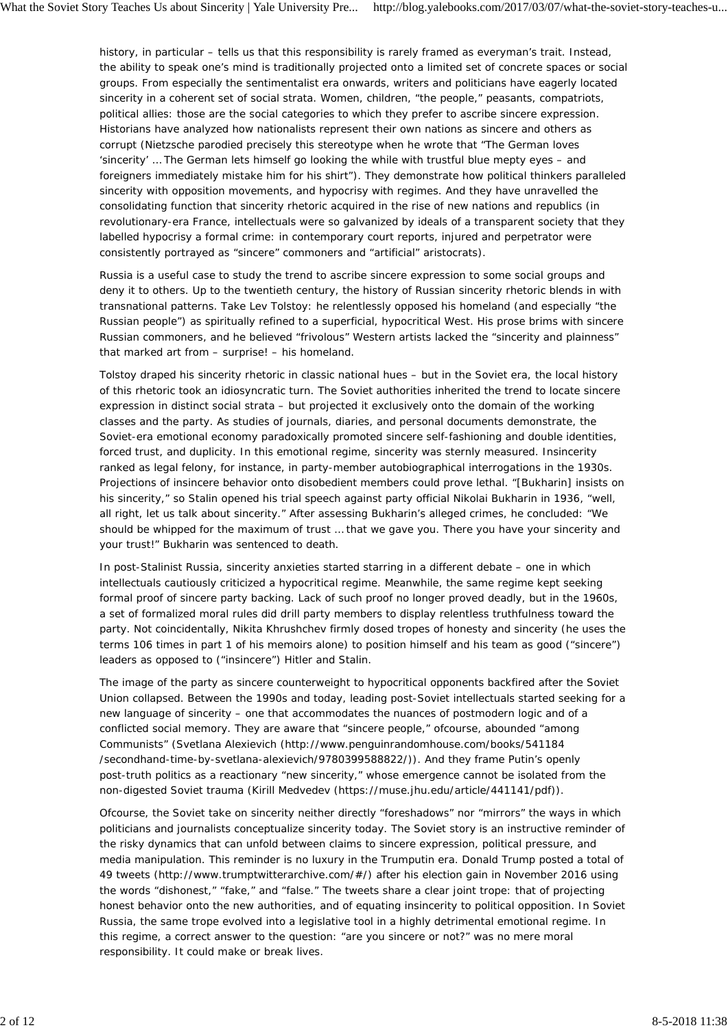history, in particular – tells us that this responsibility is rarely framed as everyman's trait. Instead, the ability to speak one's mind is traditionally projected onto a limited set of concrete spaces or social groups. From especially the sentimentalist era onwards, writers and politicians have eagerly located sincerity in a coherent set of social strata. Women, children, "the people," peasants, compatriots, political allies: those are the social categories to which they prefer to ascribe sincere expression. Historians have analyzed how nationalists represent their own nations as sincere and others as corrupt (Nietzsche parodied precisely this stereotype when he wrote that "The German loves 'sincerity' … The German lets himself go looking the while with trustful blue empty eyes – and foreigners immediately mistake him for his shirt"). They demonstrate how political thinkers paralleled sincerity with opposition movements, and hypocrisy with regimes. And they have unravelled the consolidating function that sincerity rhetoric acquired in the rise of new nations and republics (in revolutionary-era France, intellectuals were so galvanized by ideals of a transparent society that they labelled hypocrisy a formal crime: in contemporary court reports, injured and perpetrator were consistently portrayed as "sincere" commoners and "artificial" aristocrats).

Russia is a useful case to study the trend to ascribe sincere expression to some social groups and deny it to others. Up to the twentieth century, the history of Russian sincerity rhetoric blends in with transnational patterns. Take Lev Tolstoy: he relentlessly opposed his homeland (and especially "the Russian people") as spiritually refined to a superficial, hypocritical West. His prose brims with sincere Russian commoners, and he believed "frivolous" Western artists lacked the "sincerity and plainness" that marked art from – surprise! – his homeland.

Tolstoy draped his sincerity rhetoric in classic national hues – but in the Soviet era, the local history of this rhetoric took an idiosyncratic turn. The Soviet authorities inherited the trend to locate sincere expression in distinct social strata – but projected it exclusively onto the domain of the working classes and the party. As studies of journals, diaries, and personal documents demonstrate, the Soviet-era emotional economy paradoxically promoted sincere self-fashioning and double identities, forced trust, and duplicity. In this emotional regime, sincerity was sternly measured. Insincerity ranked as legal felony, for instance, in party-member autobiographical interrogations in the 1930s. Projections of insincere behavior onto disobedient members could prove lethal. "[Bukharin] insists on his sincerity," so Stalin opened his trial speech against party official Nikolai Bukharin in 1936, "well, all right, let us talk about sincerity." After assessing Bukharin's alleged crimes, he concluded: "We should be whipped for the maximum of trust … that we gave you. There you have your sincerity and your trust!" Bukharin was sentenced to death.

In post-Stalinist Russia, sincerity anxieties started starring in a different debate – one in which intellectuals cautiously criticized a hypocritical regime. Meanwhile, the same regime kept seeking formal proof of sincere party backing. Lack of such proof no longer proved deadly, but in the 1960s, a set of formalized moral rules did drill party members to display relentless truthfulness toward the party. Not coincidentally, Nikita Khrushchev firmly dosed tropes of honesty and sincerity (he uses the terms 106 times in part 1 of his memoirs alone) to position himself and his team as good ("sincere") leaders as opposed to ("insincere") Hitler and Stalin.

The image of the party as sincere counterweight to hypocritical opponents backfired after the Soviet Union collapsed. Between the 1990s and today, leading post-Soviet intellectuals started seeking for a new language of sincerity – one that accommodates the nuances of postmodern logic and of a conflicted social memory. They are aware that "sincere people," ofcourse, abounded "among Communists" (Svetlana Alexievich (http://www.penguinrandomhouse.com/books/541184/secondhand-time-by-svetlana-alexievich/9780399588822/)). And they frame Putin's openly post-truth politics as a reactionary "new sincerity," whose emergence cannot be isolated from the non-digested Soviet trauma (Kirill Medvedev (https://muse.jhu.edu/article/441141/pdf)).

Ofcourse, the Soviet take on sincerity neither directly "foreshadows" nor "mirrors" the ways in which politicians and journalists conceptualize sincerity today. The Soviet story is an instructive reminder of the risky dynamics that can unfold between claims to sincere expression, political pressure, and media manipulation. This reminder is no luxury in the Trumputin era. Donald Trump posted a total of 49 tweets (http://www.trumptwitterarchive.com/#/) after his election gain in November 2016 using the words "dishonest," "fake," and "false." The tweets share a clear joint trope: that of projecting honest behavior onto the new authorities, and of equating insincerity to political opposition. In Soviet Russia, the same trope evolved into a legislative tool in a highly detrimental emotional regime. In this regime, a correct answer to the question: "are you sincere or not?" was no mere moral responsibility. It could make or break lives.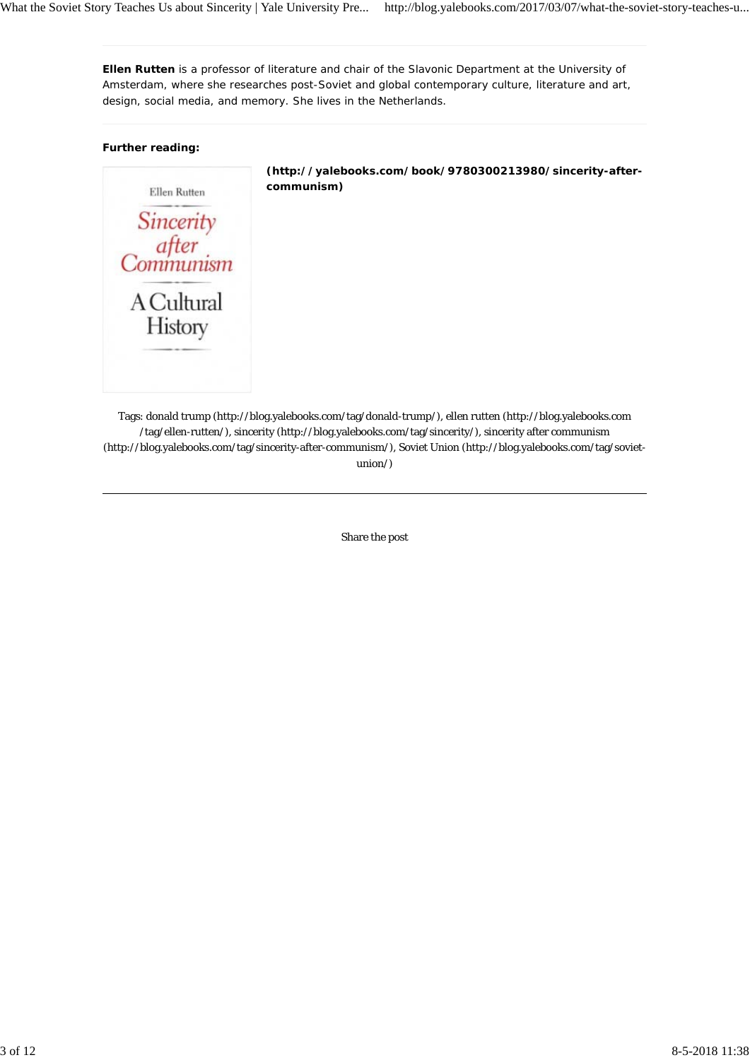**Ellen Rutten** is a professor of literature and chair of the Slavonic Department at the University of Amsterdam, where she researches post-Soviet and global contemporary culture, literature and art, design, social media, and memory. She lives in the Netherlands.

**Further reading:**

**(http://yalebooks.com/book/9780300213980/sincerity-after-communism)**

Tags: donald trump (http://blog.yalebooks.com/tag/donald-trump/), ellen rutten (http://blog.yalebooks.com/tag/ellen-rutten/), sincerity (http://blog.yalebooks.com/tag/sincerity/), sincerity after communism (http://blog.yalebooks.com/tag/sincerity-after-communism/), Soviet Union (http://blog.yalebooks.com/tag/soviet-union/)

---

Share the post